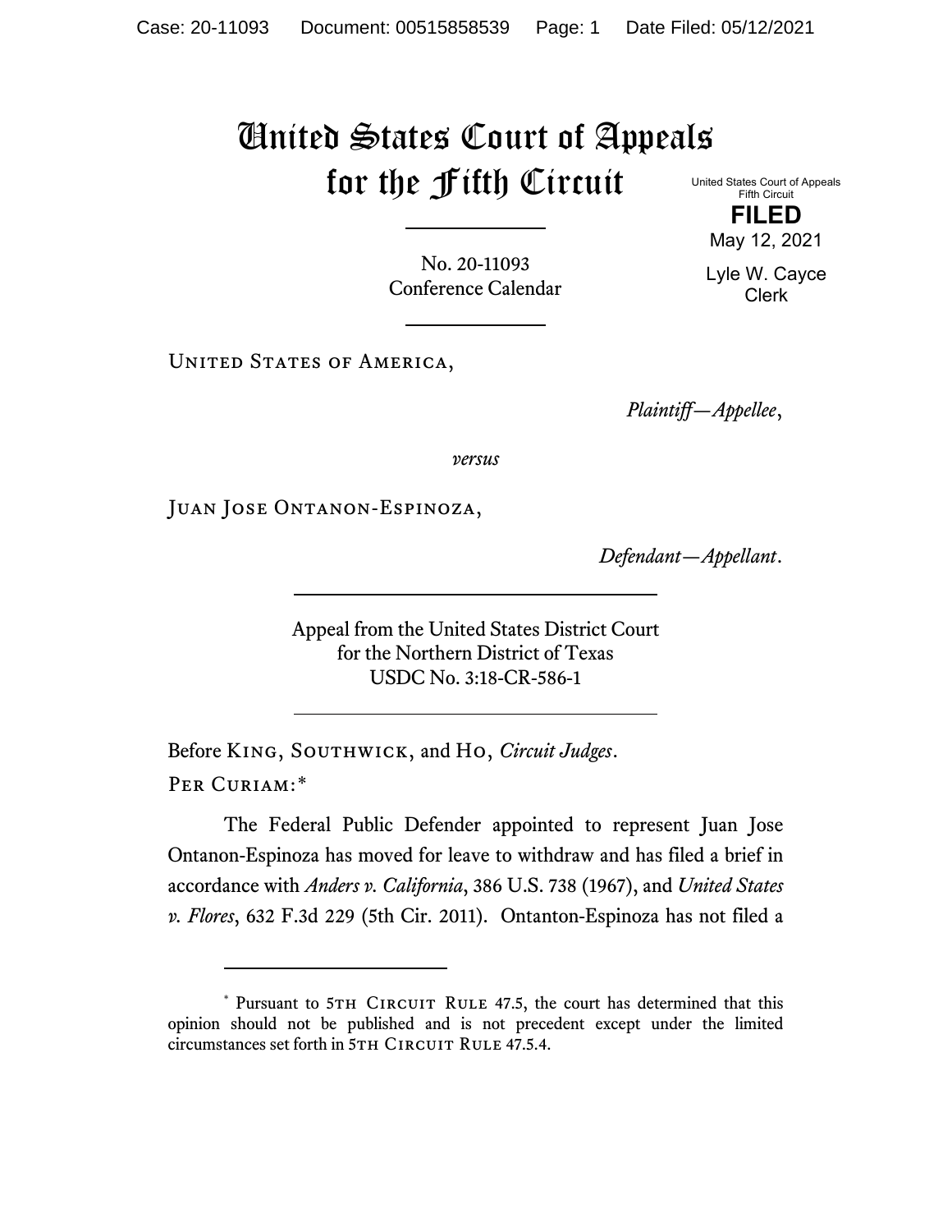# United States Court of Appeals for the Fifth Circuit

United States Court of Appeals
Fifth Circuit

**FILED**

May 12, 2021

Lyle W. Cayce
Clerk

No. 20-11093
Conference Calendar

UNITED STATES OF AMERICA,

*Plaintiff—Appellee*,

*versus*

JUAN JOSE ONTANON-ESPINOZA,

*Defendant—Appellant*.

Appeal from the United States District Court
for the Northern District of Texas
USDC No. 3:18-CR-586-1

Before KING, SOUTHWICK, and HO, *Circuit Judges*.

PER CURIAM:[*]

The Federal Public Defender appointed to represent Juan Jose Ontanon-Espinoza has moved for leave to withdraw and has filed a brief in accordance with *Anders v. California*, 386 U.S. 738 (1967), and *United States v. Flores*, 632 F.3d 229 (5th Cir. 2011). Ontanton-Espinoza has not filed a

[*] Pursuant to 5TH CIRCUIT RULE 47.5, the court has determined that this opinion should not be published and is not precedent except under the limited circumstances set forth in 5TH CIRCUIT RULE 47.5.4.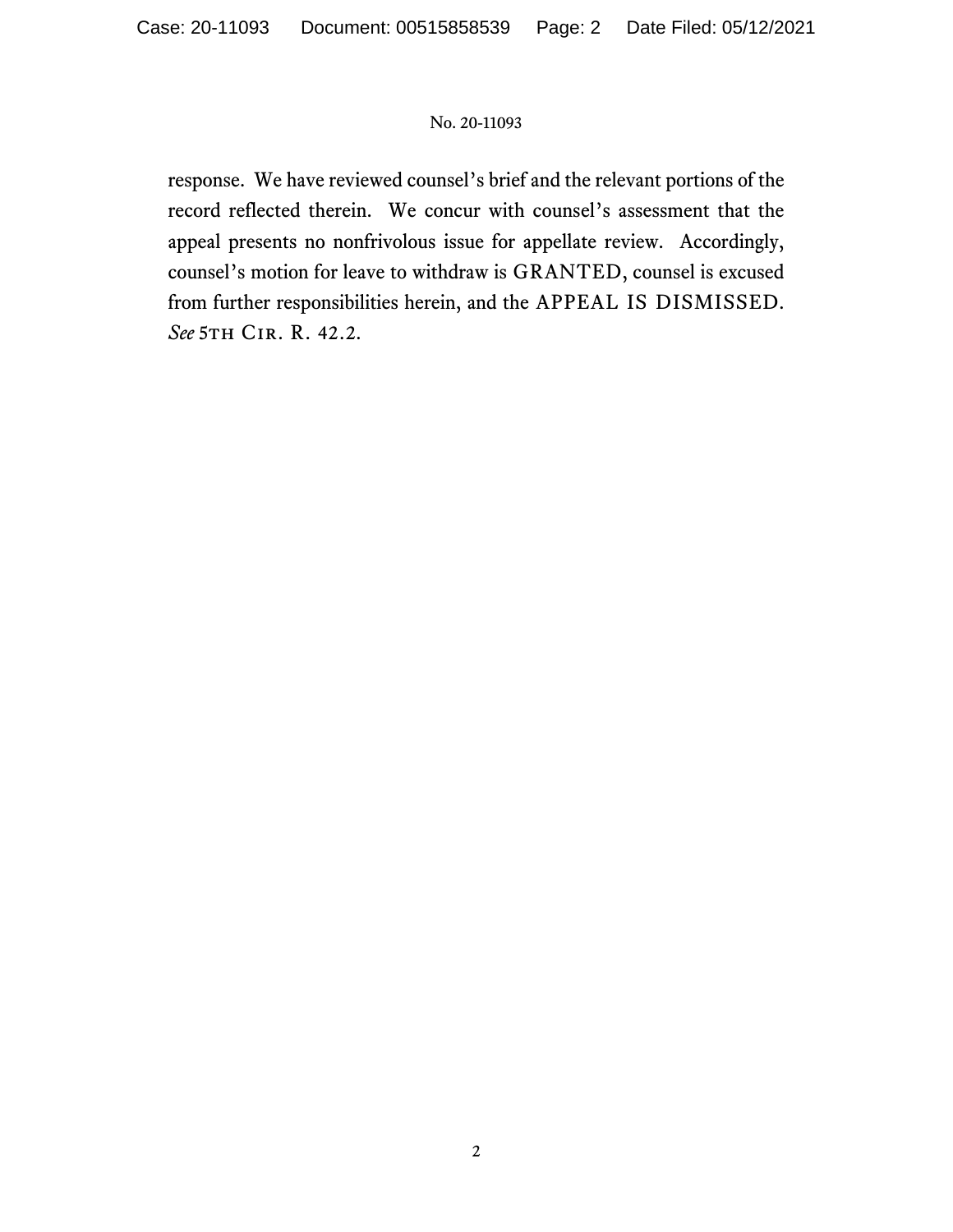response. We have reviewed counsel's brief and the relevant portions of the record reflected therein. We concur with counsel's assessment that the appeal presents no nonfrivolous issue for appellate review. Accordingly, counsel's motion for leave to withdraw is GRANTED, counsel is excused from further responsibilities herein, and the APPEAL IS DISMISSED. *See* 5TH CIR. R. 42.2.